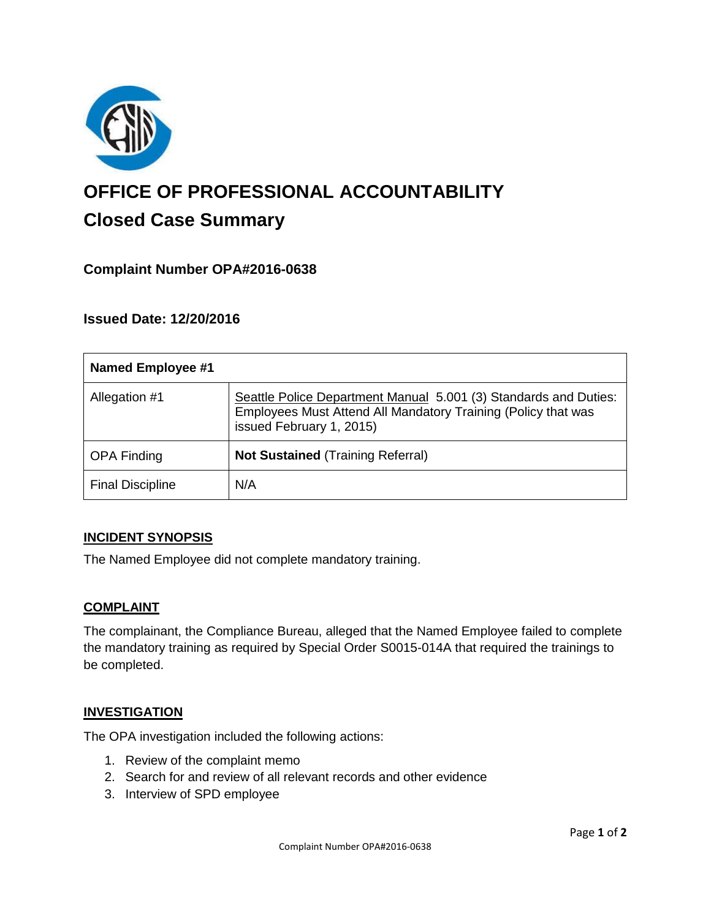# OFFICE OF PROFESSIONAL ACCOUNTABILITY

## Closed Case Summary

### Complaint Number OPA#2016-0638

### Issued Date: 12/20/2016

| Named Employee #1 | |
|---|---|
| Allegation #1 | Seattle Police Department Manual 5.001 (3) Standards and Duties: Employees Must Attend All Mandatory Training (Policy that was issued February 1, 2015) |
| OPA Finding | **Not Sustained** (Training Referral) |
| Final Discipline | N/A |

**INCIDENT SYNOPSIS**

The Named Employee did not complete mandatory training.

**COMPLAINT**

The complainant, the Compliance Bureau, alleged that the Named Employee failed to complete the mandatory training as required by Special Order S0015-014A that required the trainings to be completed.

**INVESTIGATION**

The OPA investigation included the following actions:

1. Review of the complaint memo
2. Search for and review of all relevant records and other evidence
3. Interview of SPD employee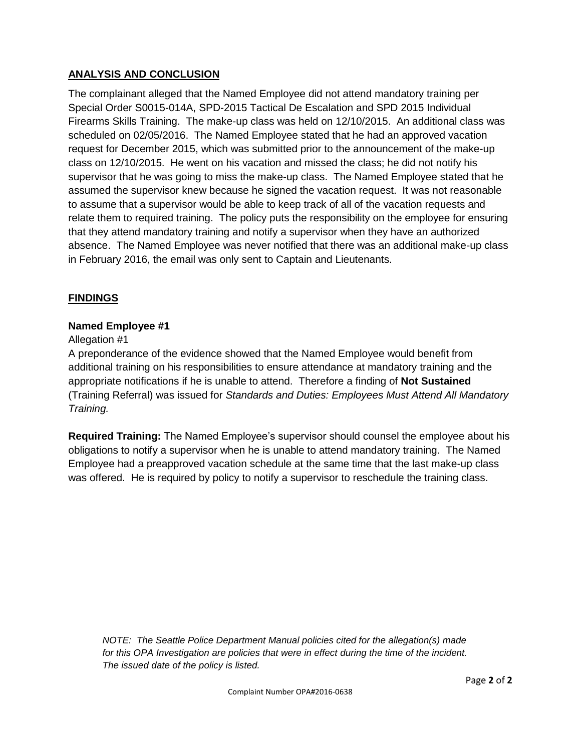## ANALYSIS AND CONCLUSION

The complainant alleged that the Named Employee did not attend mandatory training per Special Order S0015-014A, SPD-2015 Tactical De Escalation and SPD 2015 Individual Firearms Skills Training. The make-up class was held on 12/10/2015. An additional class was scheduled on 02/05/2016. The Named Employee stated that he had an approved vacation request for December 2015, which was submitted prior to the announcement of the make-up class on 12/10/2015. He went on his vacation and missed the class; he did not notify his supervisor that he was going to miss the make-up class. The Named Employee stated that he assumed the supervisor knew because he signed the vacation request. It was not reasonable to assume that a supervisor would be able to keep track of all of the vacation requests and relate them to required training. The policy puts the responsibility on the employee for ensuring that they attend mandatory training and notify a supervisor when they have an authorized absence. The Named Employee was never notified that there was an additional make-up class in February 2016, the email was only sent to Captain and Lieutenants.

## FINDINGS

**Named Employee #1**

Allegation #1

A preponderance of the evidence showed that the Named Employee would benefit from additional training on his responsibilities to ensure attendance at mandatory training and the appropriate notifications if he is unable to attend. Therefore a finding of **Not Sustained** (Training Referral) was issued for *Standards and Duties: Employees Must Attend All Mandatory Training.*

**Required Training:** The Named Employee's supervisor should counsel the employee about his obligations to notify a supervisor when he is unable to attend mandatory training. The Named Employee had a preapproved vacation schedule at the same time that the last make-up class was offered. He is required by policy to notify a supervisor to reschedule the training class.

*NOTE: The Seattle Police Department Manual policies cited for the allegation(s) made for this OPA Investigation are policies that were in effect during the time of the incident. The issued date of the policy is listed.*

Complaint Number OPA#2016-0638